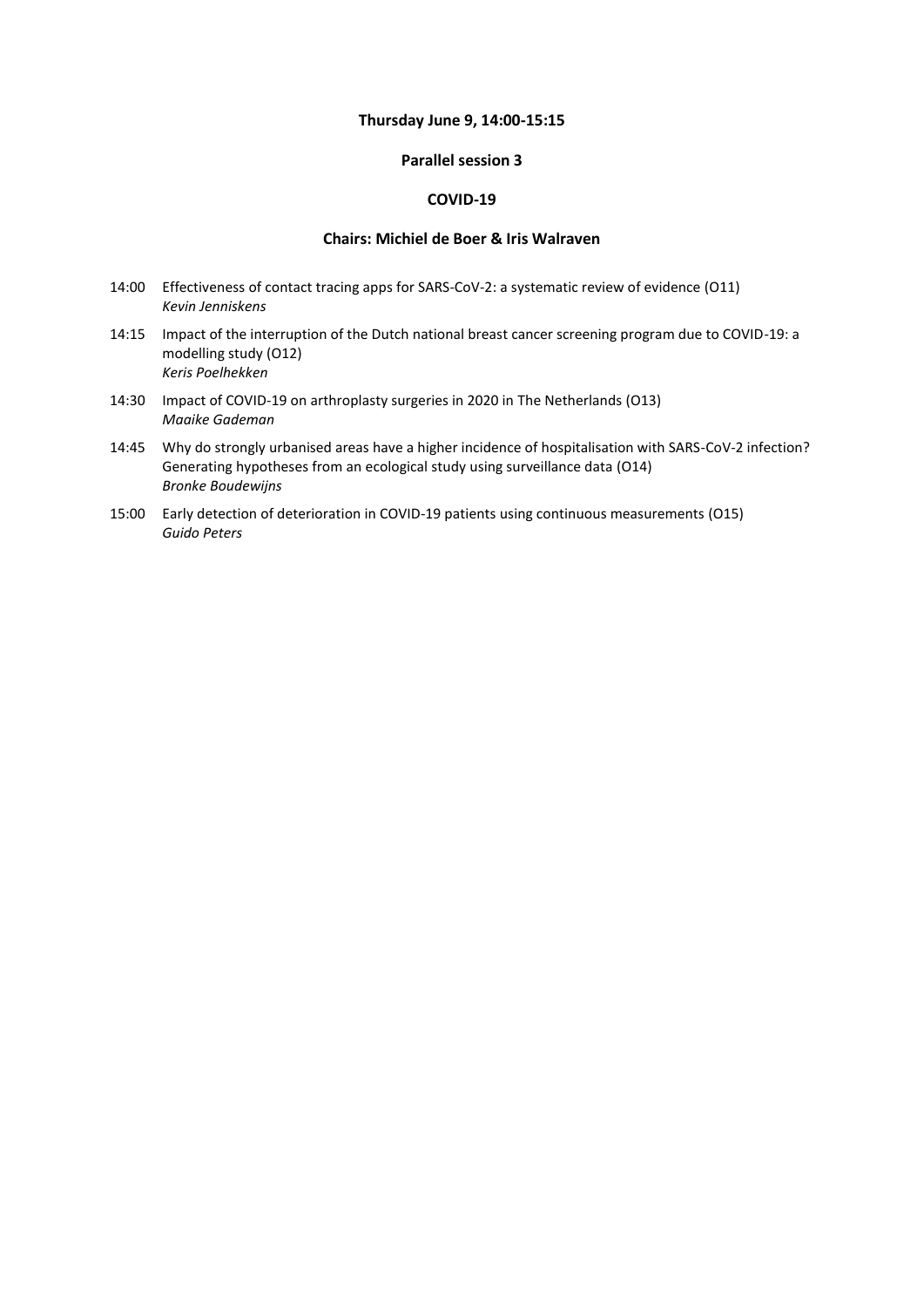**Thursday June 9, 14:00-15:15**

**Parallel session 3**

**COVID-19**

**Chairs: Michiel de Boer & Iris Walraven**

14:00 Effectiveness of contact tracing apps for SARS-CoV-2: a systematic review of evidence (O11)
*Kevin Jenniskens*

14:15 Impact of the interruption of the Dutch national breast cancer screening program due to COVID-19: a modelling study (O12)
*Keris Poelhekken*

14:30 Impact of COVID-19 on arthroplasty surgeries in 2020 in The Netherlands (O13)
*Maaike Gademan*

14:45 Why do strongly urbanised areas have a higher incidence of hospitalisation with SARS-CoV-2 infection? Generating hypotheses from an ecological study using surveillance data (O14)
*Bronke Boudewijns*

15:00 Early detection of deterioration in COVID-19 patients using continuous measurements (O15)
*Guido Peters*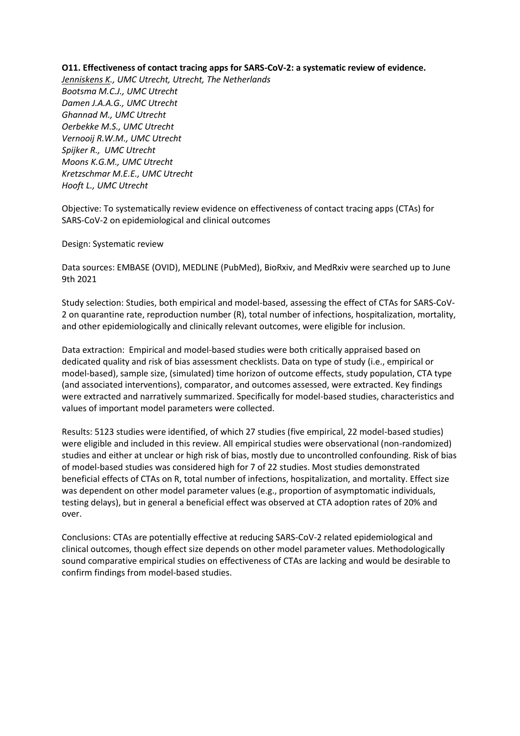**O11. Effectiveness of contact tracing apps for SARS-CoV-2: a systematic review of evidence.**

*Jenniskens K., UMC Utrecht, Utrecht, The Netherlands*
*Bootsma M.C.J., UMC Utrecht*
*Damen J.A.A.G., UMC Utrecht*
*Ghannad M., UMC Utrecht*
*Oerbekke M.S., UMC Utrecht*
*Vernooij R.W.M., UMC Utrecht*
*Spijker R., UMC Utrecht*
*Moons K.G.M., UMC Utrecht*
*Kretzschmar M.E.E., UMC Utrecht*
*Hooft L., UMC Utrecht*

Objective: To systematically review evidence on effectiveness of contact tracing apps (CTAs) for SARS-CoV-2 on epidemiological and clinical outcomes

Design: Systematic review

Data sources: EMBASE (OVID), MEDLINE (PubMed), BioRxiv, and MedRxiv were searched up to June 9th 2021

Study selection: Studies, both empirical and model-based, assessing the effect of CTAs for SARS-CoV-2 on quarantine rate, reproduction number (R), total number of infections, hospitalization, mortality, and other epidemiologically and clinically relevant outcomes, were eligible for inclusion.

Data extraction: Empirical and model-based studies were both critically appraised based on dedicated quality and risk of bias assessment checklists. Data on type of study (i.e., empirical or model-based), sample size, (simulated) time horizon of outcome effects, study population, CTA type (and associated interventions), comparator, and outcomes assessed, were extracted. Key findings were extracted and narratively summarized. Specifically for model-based studies, characteristics and values of important model parameters were collected.

Results: 5123 studies were identified, of which 27 studies (five empirical, 22 model-based studies) were eligible and included in this review. All empirical studies were observational (non-randomized) studies and either at unclear or high risk of bias, mostly due to uncontrolled confounding. Risk of bias of model-based studies was considered high for 7 of 22 studies. Most studies demonstrated beneficial effects of CTAs on R, total number of infections, hospitalization, and mortality. Effect size was dependent on other model parameter values (e.g., proportion of asymptomatic individuals, testing delays), but in general a beneficial effect was observed at CTA adoption rates of 20% and over.

Conclusions: CTAs are potentially effective at reducing SARS-CoV-2 related epidemiological and clinical outcomes, though effect size depends on other model parameter values. Methodologically sound comparative empirical studies on effectiveness of CTAs are lacking and would be desirable to confirm findings from model-based studies.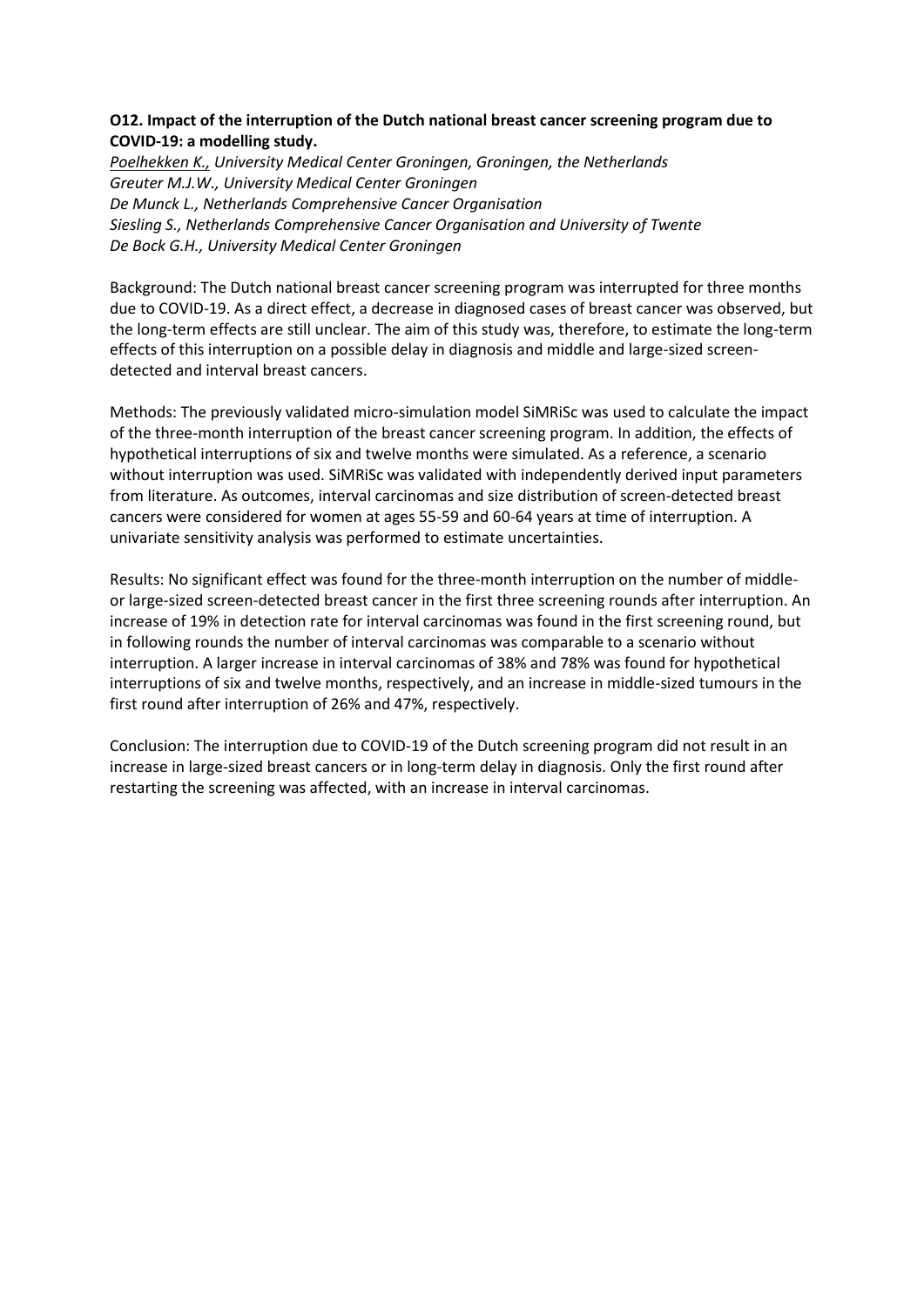**O12. Impact of the interruption of the Dutch national breast cancer screening program due to COVID-19: a modelling study.**

*<u>Poelhekken K.,</u> University Medical Center Groningen, Groningen, the Netherlands*
*Greuter M.J.W., University Medical Center Groningen*
*De Munck L., Netherlands Comprehensive Cancer Organisation*
*Siesling S., Netherlands Comprehensive Cancer Organisation and University of Twente*
*De Bock G.H., University Medical Center Groningen*

Background: The Dutch national breast cancer screening program was interrupted for three months due to COVID-19. As a direct effect, a decrease in diagnosed cases of breast cancer was observed, but the long-term effects are still unclear. The aim of this study was, therefore, to estimate the long-term effects of this interruption on a possible delay in diagnosis and middle and large-sized screen-detected and interval breast cancers.

Methods: The previously validated micro-simulation model SiMRiSc was used to calculate the impact of the three-month interruption of the breast cancer screening program. In addition, the effects of hypothetical interruptions of six and twelve months were simulated. As a reference, a scenario without interruption was used. SiMRiSc was validated with independently derived input parameters from literature. As outcomes, interval carcinomas and size distribution of screen-detected breast cancers were considered for women at ages 55-59 and 60-64 years at time of interruption. A univariate sensitivity analysis was performed to estimate uncertainties.

Results: No significant effect was found for the three-month interruption on the number of middle- or large-sized screen-detected breast cancer in the first three screening rounds after interruption. An increase of 19% in detection rate for interval carcinomas was found in the first screening round, but in following rounds the number of interval carcinomas was comparable to a scenario without interruption. A larger increase in interval carcinomas of 38% and 78% was found for hypothetical interruptions of six and twelve months, respectively, and an increase in middle-sized tumours in the first round after interruption of 26% and 47%, respectively.

Conclusion: The interruption due to COVID-19 of the Dutch screening program did not result in an increase in large-sized breast cancers or in long-term delay in diagnosis. Only the first round after restarting the screening was affected, with an increase in interval carcinomas.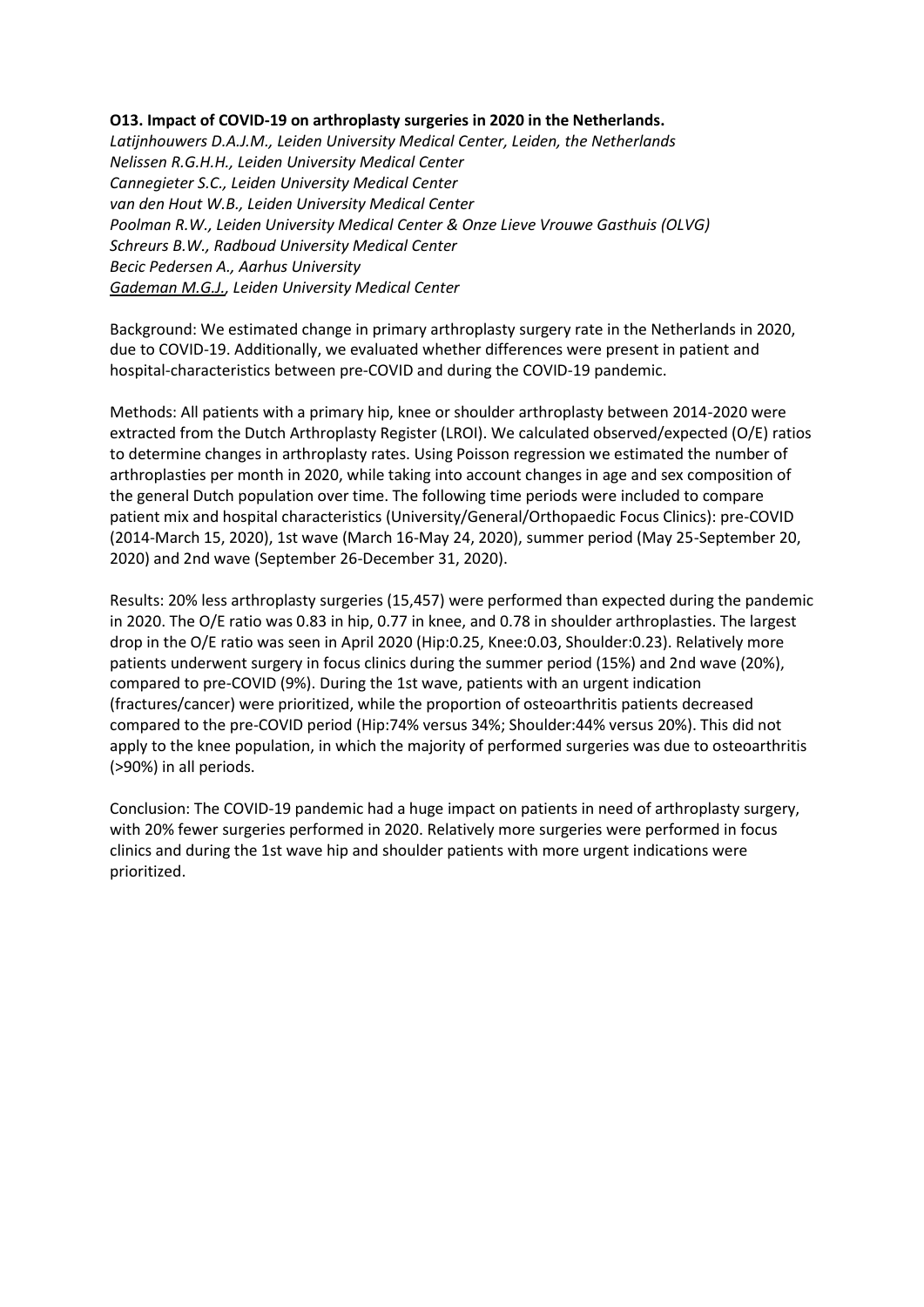**O13. Impact of COVID-19 on arthroplasty surgeries in 2020 in the Netherlands.**

*Latijnhouwers D.A.J.M., Leiden University Medical Center, Leiden, the Netherlands*
*Nelissen R.G.H.H., Leiden University Medical Center*
*Cannegieter S.C., Leiden University Medical Center*
*van den Hout W.B., Leiden University Medical Center*
*Poolman R.W., Leiden University Medical Center & Onze Lieve Vrouwe Gasthuis (OLVG)*
*Schreurs B.W., Radboud University Medical Center*
*Becic Pedersen A., Aarhus University*
*Gademan M.G.J., Leiden University Medical Center*

Background: We estimated change in primary arthroplasty surgery rate in the Netherlands in 2020, due to COVID-19. Additionally, we evaluated whether differences were present in patient and hospital-characteristics between pre-COVID and during the COVID-19 pandemic.

Methods: All patients with a primary hip, knee or shoulder arthroplasty between 2014-2020 were extracted from the Dutch Arthroplasty Register (LROI). We calculated observed/expected (O/E) ratios to determine changes in arthroplasty rates. Using Poisson regression we estimated the number of arthroplasties per month in 2020, while taking into account changes in age and sex composition of the general Dutch population over time. The following time periods were included to compare patient mix and hospital characteristics (University/General/Orthopaedic Focus Clinics): pre-COVID (2014-March 15, 2020), 1st wave (March 16-May 24, 2020), summer period (May 25-September 20, 2020) and 2nd wave (September 26-December 31, 2020).

Results: 20% less arthroplasty surgeries (15,457) were performed than expected during the pandemic in 2020. The O/E ratio was 0.83 in hip, 0.77 in knee, and 0.78 in shoulder arthroplasties. The largest drop in the O/E ratio was seen in April 2020 (Hip:0.25, Knee:0.03, Shoulder:0.23). Relatively more patients underwent surgery in focus clinics during the summer period (15%) and 2nd wave (20%), compared to pre-COVID (9%). During the 1st wave, patients with an urgent indication (fractures/cancer) were prioritized, while the proportion of osteoarthritis patients decreased compared to the pre-COVID period (Hip:74% versus 34%; Shoulder:44% versus 20%). This did not apply to the knee population, in which the majority of performed surgeries was due to osteoarthritis (>90%) in all periods.

Conclusion: The COVID-19 pandemic had a huge impact on patients in need of arthroplasty surgery, with 20% fewer surgeries performed in 2020. Relatively more surgeries were performed in focus clinics and during the 1st wave hip and shoulder patients with more urgent indications were prioritized.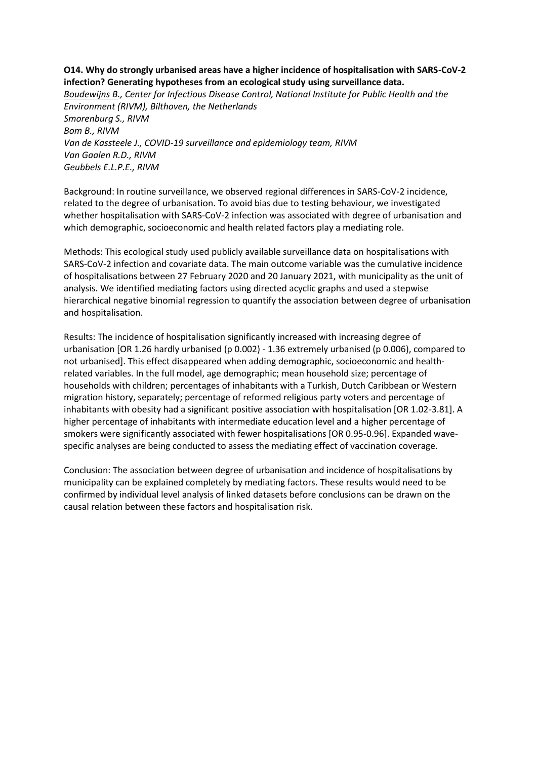**O14. Why do strongly urbanised areas have a higher incidence of hospitalisation with SARS-CoV-2 infection? Generating hypotheses from an ecological study using surveillance data.**

*Boudewijns B., Center for Infectious Disease Control, National Institute for Public Health and the Environment (RIVM), Bilthoven, the Netherlands*
*Smorenburg S., RIVM*
*Bom B., RIVM*
*Van de Kassteele J., COVID-19 surveillance and epidemiology team, RIVM*
*Van Gaalen R.D., RIVM*
*Geubbels E.L.P.E., RIVM*

Background: In routine surveillance, we observed regional differences in SARS-CoV-2 incidence, related to the degree of urbanisation. To avoid bias due to testing behaviour, we investigated whether hospitalisation with SARS-CoV-2 infection was associated with degree of urbanisation and which demographic, socioeconomic and health related factors play a mediating role.

Methods: This ecological study used publicly available surveillance data on hospitalisations with SARS-CoV-2 infection and covariate data. The main outcome variable was the cumulative incidence of hospitalisations between 27 February 2020 and 20 January 2021, with municipality as the unit of analysis. We identified mediating factors using directed acyclic graphs and used a stepwise hierarchical negative binomial regression to quantify the association between degree of urbanisation and hospitalisation.

Results: The incidence of hospitalisation significantly increased with increasing degree of urbanisation [OR 1.26 hardly urbanised (p 0.002) - 1.36 extremely urbanised (p 0.006), compared to not urbanised]. This effect disappeared when adding demographic, socioeconomic and health-related variables. In the full model, age demographic; mean household size; percentage of households with children; percentages of inhabitants with a Turkish, Dutch Caribbean or Western migration history, separately; percentage of reformed religious party voters and percentage of inhabitants with obesity had a significant positive association with hospitalisation [OR 1.02-3.81]. A higher percentage of inhabitants with intermediate education level and a higher percentage of smokers were significantly associated with fewer hospitalisations [OR 0.95-0.96]. Expanded wave-specific analyses are being conducted to assess the mediating effect of vaccination coverage.

Conclusion: The association between degree of urbanisation and incidence of hospitalisations by municipality can be explained completely by mediating factors. These results would need to be confirmed by individual level analysis of linked datasets before conclusions can be drawn on the causal relation between these factors and hospitalisation risk.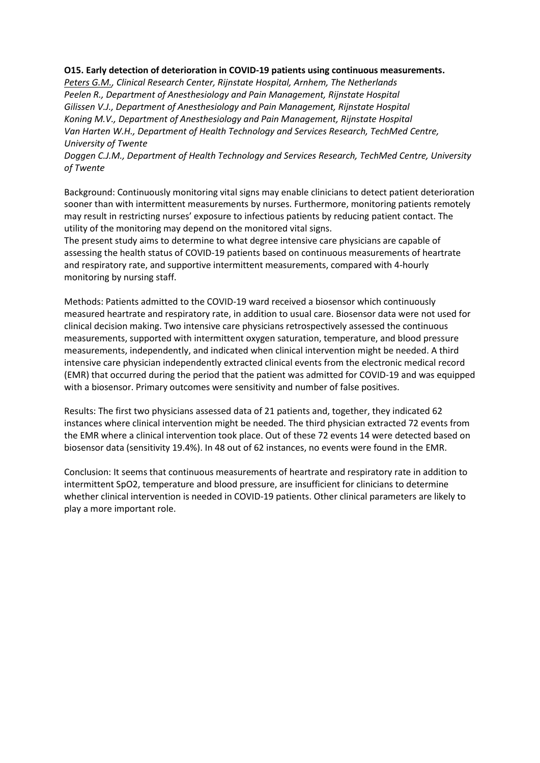**O15. Early detection of deterioration in COVID-19 patients using continuous measurements.**

*<u>Peters G.M.</u>, Clinical Research Center, Rijnstate Hospital, Arnhem, The Netherlands*
*Peelen R., Department of Anesthesiology and Pain Management, Rijnstate Hospital*
*Gilissen V.J., Department of Anesthesiology and Pain Management, Rijnstate Hospital*
*Koning M.V., Department of Anesthesiology and Pain Management, Rijnstate Hospital*
*Van Harten W.H., Department of Health Technology and Services Research, TechMed Centre, University of Twente*
*Doggen C.J.M., Department of Health Technology and Services Research, TechMed Centre, University of Twente*

Background: Continuously monitoring vital signs may enable clinicians to detect patient deterioration sooner than with intermittent measurements by nurses. Furthermore, monitoring patients remotely may result in restricting nurses' exposure to infectious patients by reducing patient contact. The utility of the monitoring may depend on the monitored vital signs.
The present study aims to determine to what degree intensive care physicians are capable of assessing the health status of COVID-19 patients based on continuous measurements of heartrate and respiratory rate, and supportive intermittent measurements, compared with 4-hourly monitoring by nursing staff.

Methods: Patients admitted to the COVID-19 ward received a biosensor which continuously measured heartrate and respiratory rate, in addition to usual care. Biosensor data were not used for clinical decision making. Two intensive care physicians retrospectively assessed the continuous measurements, supported with intermittent oxygen saturation, temperature, and blood pressure measurements, independently, and indicated when clinical intervention might be needed. A third intensive care physician independently extracted clinical events from the electronic medical record (EMR) that occurred during the period that the patient was admitted for COVID-19 and was equipped with a biosensor. Primary outcomes were sensitivity and number of false positives.

Results: The first two physicians assessed data of 21 patients and, together, they indicated 62 instances where clinical intervention might be needed. The third physician extracted 72 events from the EMR where a clinical intervention took place. Out of these 72 events 14 were detected based on biosensor data (sensitivity 19.4%). In 48 out of 62 instances, no events were found in the EMR.

Conclusion: It seems that continuous measurements of heartrate and respiratory rate in addition to intermittent $SpO_2$, temperature and blood pressure, are insufficient for clinicians to determine whether clinical intervention is needed in COVID-19 patients. Other clinical parameters are likely to play a more important role.